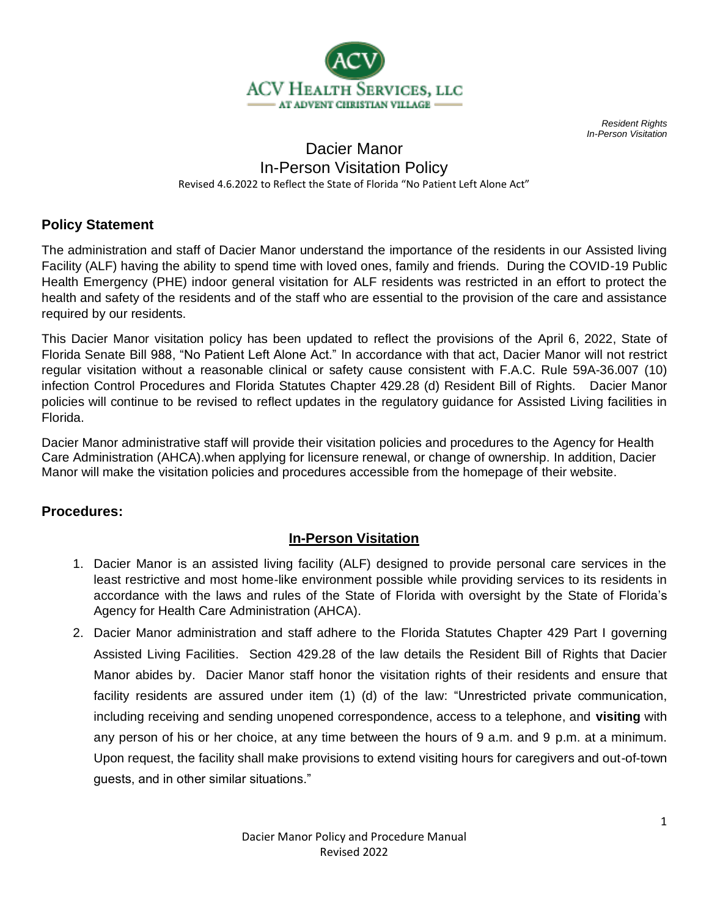ACV Health Services, LLC
At Advent Christian Village

*Resident Rights*
*In-Person Visitation*

# Dacier Manor
# In-Person Visitation Policy

Revised 4.6.2022 to Reflect the State of Florida "No Patient Left Alone Act"

## Policy Statement

The administration and staff of Dacier Manor understand the importance of the residents in our Assisted living Facility (ALF) having the ability to spend time with loved ones, family and friends. During the COVID-19 Public Health Emergency (PHE) indoor general visitation for ALF residents was restricted in an effort to protect the health and safety of the residents and of the staff who are essential to the provision of the care and assistance required by our residents.

This Dacier Manor visitation policy has been updated to reflect the provisions of the April 6, 2022, State of Florida Senate Bill 988, "No Patient Left Alone Act." In accordance with that act, Dacier Manor will not restrict regular visitation without a reasonable clinical or safety cause consistent with F.A.C. Rule 59A-36.007 (10) infection Control Procedures and Florida Statutes Chapter 429.28 (d) Resident Bill of Rights. Dacier Manor policies will continue to be revised to reflect updates in the regulatory guidance for Assisted Living facilities in Florida.

Dacier Manor administrative staff will provide their visitation policies and procedures to the Agency for Health Care Administration (AHCA).when applying for licensure renewal, or change of ownership. In addition, Dacier Manor will make the visitation policies and procedures accessible from the homepage of their website.

## Procedures:

### In-Person Visitation

1. Dacier Manor is an assisted living facility (ALF) designed to provide personal care services in the least restrictive and most home-like environment possible while providing services to its residents in accordance with the laws and rules of the State of Florida with oversight by the State of Florida's Agency for Health Care Administration (AHCA).
2. Dacier Manor administration and staff adhere to the Florida Statutes Chapter 429 Part I governing Assisted Living Facilities. Section 429.28 of the law details the Resident Bill of Rights that Dacier Manor abides by. Dacier Manor staff honor the visitation rights of their residents and ensure that facility residents are assured under item (1) (d) of the law: "Unrestricted private communication, including receiving and sending unopened correspondence, access to a telephone, and **visiting** with any person of his or her choice, at any time between the hours of 9 a.m. and 9 p.m. at a minimum. Upon request, the facility shall make provisions to extend visiting hours for caregivers and out-of-town guests, and in other similar situations."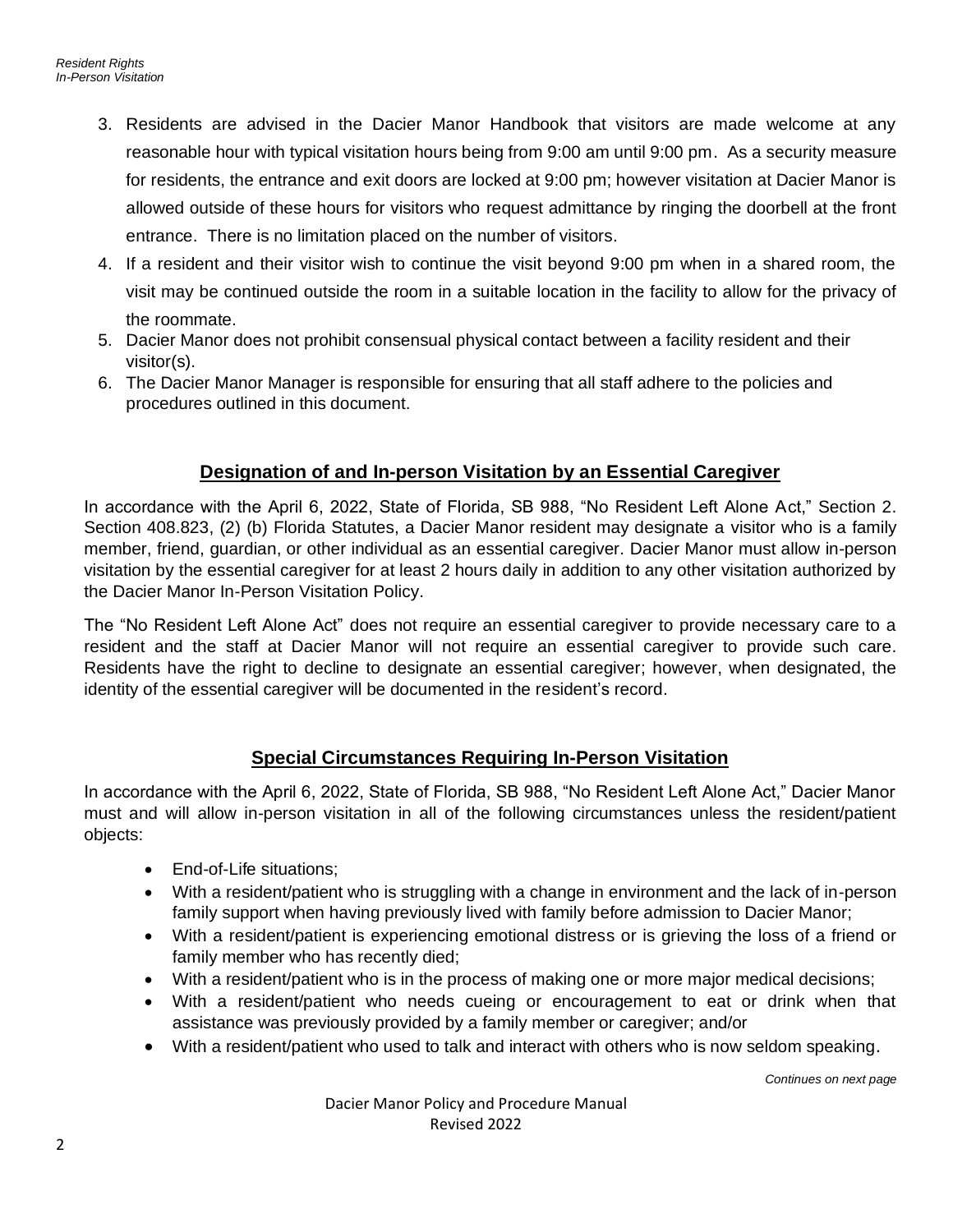3. Residents are advised in the Dacier Manor Handbook that visitors are made welcome at any reasonable hour with typical visitation hours being from 9:00 am until 9:00 pm. As a security measure for residents, the entrance and exit doors are locked at 9:00 pm; however visitation at Dacier Manor is allowed outside of these hours for visitors who request admittance by ringing the doorbell at the front entrance. There is no limitation placed on the number of visitors.
4. If a resident and their visitor wish to continue the visit beyond 9:00 pm when in a shared room, the visit may be continued outside the room in a suitable location in the facility to allow for the privacy of the roommate.
5. Dacier Manor does not prohibit consensual physical contact between a facility resident and their visitor(s).
6. The Dacier Manor Manager is responsible for ensuring that all staff adhere to the policies and procedures outlined in this document.

## Designation of and In-person Visitation by an Essential Caregiver

In accordance with the April 6, 2022, State of Florida, SB 988, "No Resident Left Alone Act," Section 2. Section 408.823, (2) (b) Florida Statutes, a Dacier Manor resident may designate a visitor who is a family member, friend, guardian, or other individual as an essential caregiver. Dacier Manor must allow in-person visitation by the essential caregiver for at least 2 hours daily in addition to any other visitation authorized by the Dacier Manor In-Person Visitation Policy.

The "No Resident Left Alone Act" does not require an essential caregiver to provide necessary care to a resident and the staff at Dacier Manor will not require an essential caregiver to provide such care. Residents have the right to decline to designate an essential caregiver; however, when designated, the identity of the essential caregiver will be documented in the resident's record.

## Special Circumstances Requiring In-Person Visitation

In accordance with the April 6, 2022, State of Florida, SB 988, "No Resident Left Alone Act," Dacier Manor must and will allow in-person visitation in all of the following circumstances unless the resident/patient objects:

- End-of-Life situations;
- With a resident/patient who is struggling with a change in environment and the lack of in-person family support when having previously lived with family before admission to Dacier Manor;
- With a resident/patient is experiencing emotional distress or is grieving the loss of a friend or family member who has recently died;
- With a resident/patient who is in the process of making one or more major medical decisions;
- With a resident/patient who needs cueing or encouragement to eat or drink when that assistance was previously provided by a family member or caregiver; and/or
- With a resident/patient who used to talk and interact with others who is now seldom speaking.

*Continues on next page*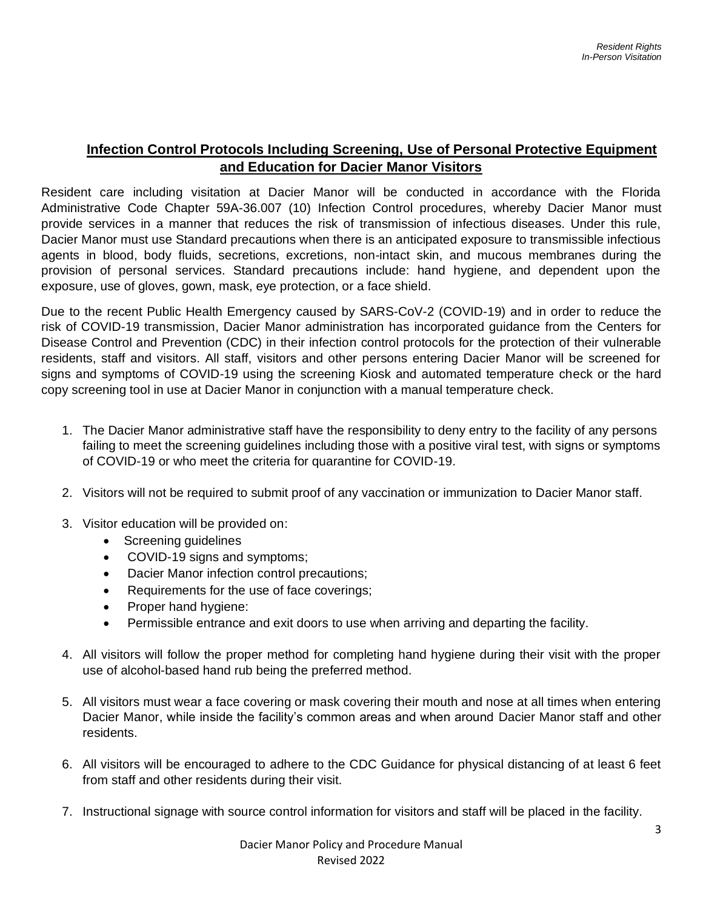## Infection Control Protocols Including Screening, Use of Personal Protective Equipment and Education for Dacier Manor Visitors

Resident care including visitation at Dacier Manor will be conducted in accordance with the Florida Administrative Code Chapter 59A-36.007 (10) Infection Control procedures, whereby Dacier Manor must provide services in a manner that reduces the risk of transmission of infectious diseases. Under this rule, Dacier Manor must use Standard precautions when there is an anticipated exposure to transmissible infectious agents in blood, body fluids, secretions, excretions, non-intact skin, and mucous membranes during the provision of personal services. Standard precautions include: hand hygiene, and dependent upon the exposure, use of gloves, gown, mask, eye protection, or a face shield.

Due to the recent Public Health Emergency caused by SARS-CoV-2 (COVID-19) and in order to reduce the risk of COVID-19 transmission, Dacier Manor administration has incorporated guidance from the Centers for Disease Control and Prevention (CDC) in their infection control protocols for the protection of their vulnerable residents, staff and visitors. All staff, visitors and other persons entering Dacier Manor will be screened for signs and symptoms of COVID-19 using the screening Kiosk and automated temperature check or the hard copy screening tool in use at Dacier Manor in conjunction with a manual temperature check.

1. The Dacier Manor administrative staff have the responsibility to deny entry to the facility of any persons failing to meet the screening guidelines including those with a positive viral test, with signs or symptoms of COVID-19 or who meet the criteria for quarantine for COVID-19.

2. Visitors will not be required to submit proof of any vaccination or immunization to Dacier Manor staff.

3. Visitor education will be provided on:
   - Screening guidelines
   - COVID-19 signs and symptoms;
   - Dacier Manor infection control precautions;
   - Requirements for the use of face coverings;
   - Proper hand hygiene:
   - Permissible entrance and exit doors to use when arriving and departing the facility.

4. All visitors will follow the proper method for completing hand hygiene during their visit with the proper use of alcohol-based hand rub being the preferred method.

5. All visitors must wear a face covering or mask covering their mouth and nose at all times when entering Dacier Manor, while inside the facility's common areas and when around Dacier Manor staff and other residents.

6. All visitors will be encouraged to adhere to the CDC Guidance for physical distancing of at least 6 feet from staff and other residents during their visit.

7. Instructional signage with source control information for visitors and staff will be placed in the facility.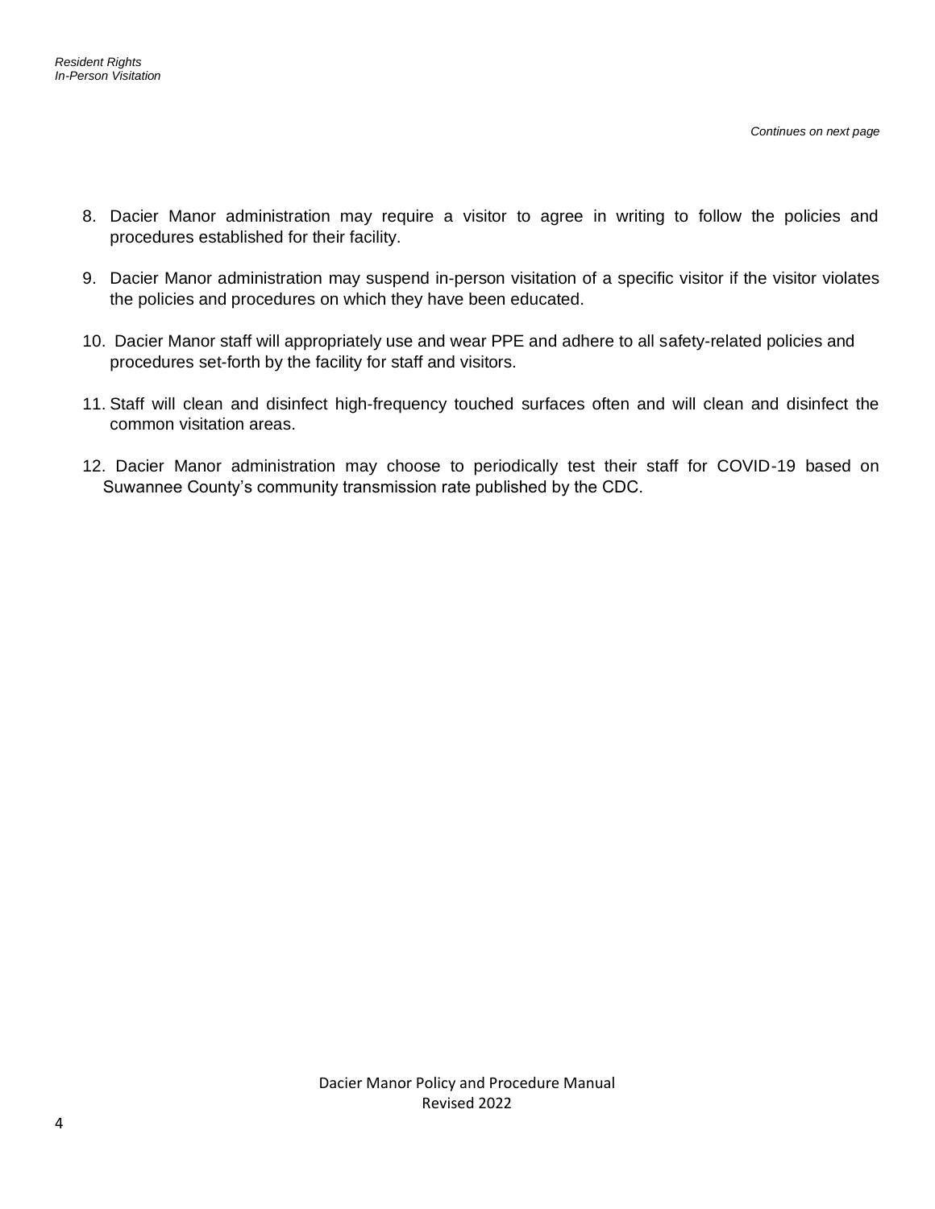8. Dacier Manor administration may require a visitor to agree in writing to follow the policies and procedures established for their facility.

9. Dacier Manor administration may suspend in-person visitation of a specific visitor if the visitor violates the policies and procedures on which they have been educated.

10. Dacier Manor staff will appropriately use and wear PPE and adhere to all safety-related policies and procedures set-forth by the facility for staff and visitors.

11. Staff will clean and disinfect high-frequency touched surfaces often and will clean and disinfect the common visitation areas.

12. Dacier Manor administration may choose to periodically test their staff for COVID-19 based on Suwannee County's community transmission rate published by the CDC.